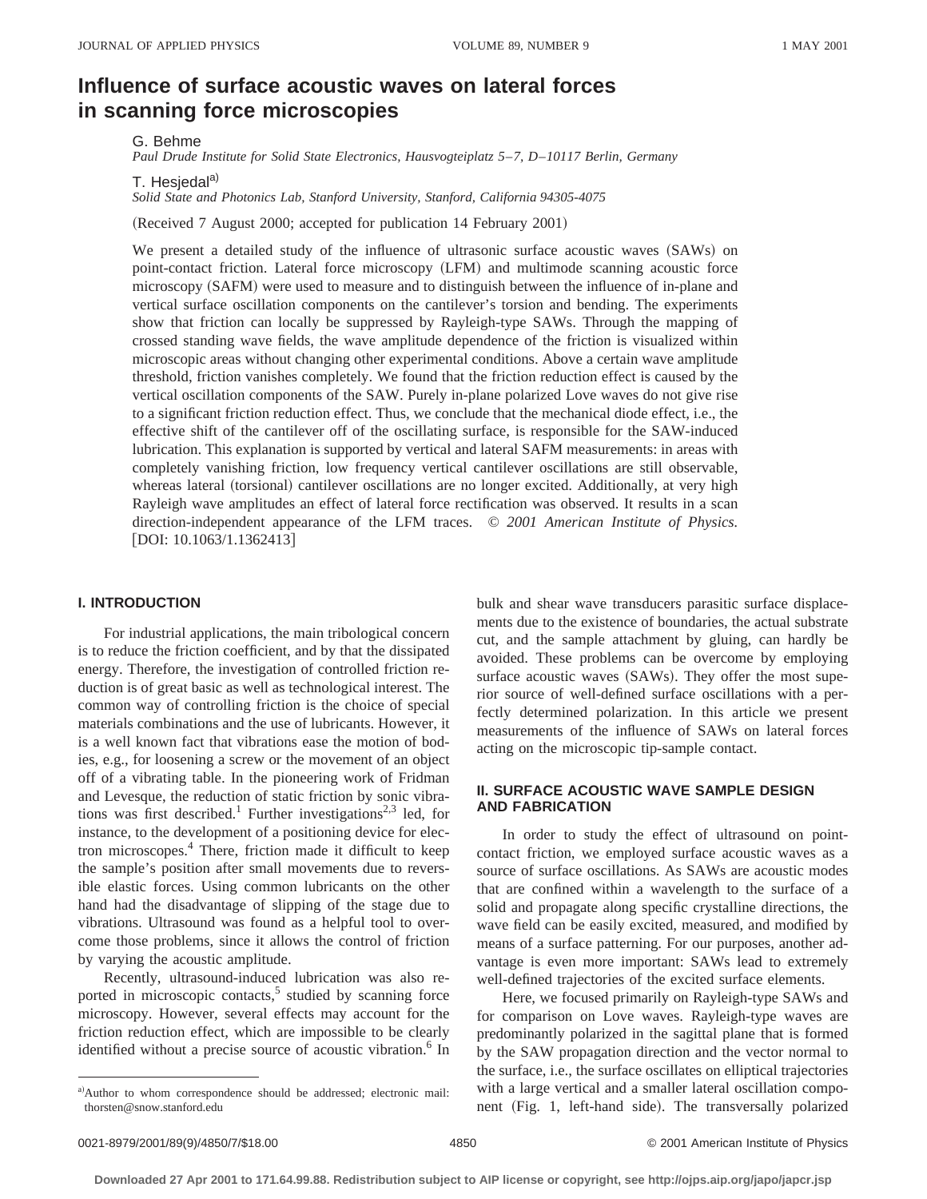# Influence of surface acoustic waves on lateral forces in scanning force microscopies

G. Behme

*Paul Drude Institute for Solid State Electronics, Hausvogteiplatz 5–7, D–10117 Berlin, Germany*

T. Hesjedal[a]

*Solid State and Photonics Lab, Stanford University, Stanford, California 94305-4075*

(Received 7 August 2000; accepted for publication 14 February 2001)

We present a detailed study of the influence of ultrasonic surface acoustic waves (SAWs) on point-contact friction. Lateral force microscopy (LFM) and multimode scanning acoustic force microscopy (SAFM) were used to measure and to distinguish between the influence of in-plane and vertical surface oscillation components on the cantilever's torsion and bending. The experiments show that friction can locally be suppressed by Rayleigh-type SAWs. Through the mapping of crossed standing wave fields, the wave amplitude dependence of the friction is visualized within microscopic areas without changing other experimental conditions. Above a certain wave amplitude threshold, friction vanishes completely. We found that the friction reduction effect is caused by the vertical oscillation components of the SAW. Purely in-plane polarized Love waves do not give rise to a significant friction reduction effect. Thus, we conclude that the mechanical diode effect, i.e., the effective shift of the cantilever off of the oscillating surface, is responsible for the SAW-induced lubrication. This explanation is supported by vertical and lateral SAFM measurements: in areas with completely vanishing friction, low frequency vertical cantilever oscillations are still observable, whereas lateral (torsional) cantilever oscillations are no longer excited. Additionally, at very high Rayleigh wave amplitudes an effect of lateral force rectification was observed. It results in a scan direction-independent appearance of the LFM traces. © *2001 American Institute of Physics.* [DOI: 10.1063/1.1362413]

## I. INTRODUCTION

For industrial applications, the main tribological concern is to reduce the friction coefficient, and by that the dissipated energy. Therefore, the investigation of controlled friction reduction is of great basic as well as technological interest. The common way of controlling friction is the choice of special materials combinations and the use of lubricants. However, it is a well known fact that vibrations ease the motion of bodies, e.g., for loosening a screw or the movement of an object off of a vibrating table. In the pioneering work of Fridman and Levesque, the reduction of static friction by sonic vibrations was first described.[1] Further investigations[2,3] led, for instance, to the development of a positioning device for electron microscopes.[4] There, friction made it difficult to keep the sample's position after small movements due to reversible elastic forces. Using common lubricants on the other hand had the disadvantage of slipping of the stage due to vibrations. Ultrasound was found as a helpful tool to overcome those problems, since it allows the control of friction by varying the acoustic amplitude.

Recently, ultrasound-induced lubrication was also reported in microscopic contacts,[5] studied by scanning force microscopy. However, several effects may account for the friction reduction effect, which are impossible to be clearly identified without a precise source of acoustic vibration.[6] In bulk and shear wave transducers parasitic surface displacements due to the existence of boundaries, the actual substrate cut, and the sample attachment by gluing, can hardly be avoided. These problems can be overcome by employing surface acoustic waves (SAWs). They offer the most superior source of well-defined surface oscillations with a perfectly determined polarization. In this article we present measurements of the influence of SAWs on lateral forces acting on the microscopic tip-sample contact.

## II. SURFACE ACOUSTIC WAVE SAMPLE DESIGN AND FABRICATION

In order to study the effect of ultrasound on point-contact friction, we employed surface acoustic waves as a source of surface oscillations. As SAWs are acoustic modes that are confined within a wavelength to the surface of a solid and propagate along specific crystalline directions, the wave field can be easily excited, measured, and modified by means of a surface patterning. For our purposes, another advantage is even more important: SAWs lead to extremely well-defined trajectories of the excited surface elements.

Here, we focused primarily on Rayleigh-type SAWs and for comparison on Love waves. Rayleigh-type waves are predominantly polarized in the sagittal plane that is formed by the SAW propagation direction and the vector normal to the surface, i.e., the surface oscillates on elliptical trajectories with a large vertical and a smaller lateral oscillation component (Fig. 1, left-hand side). The transversally polarized

[a]Author to whom correspondence should be addressed; electronic mail: thorsten@snow.stanford.edu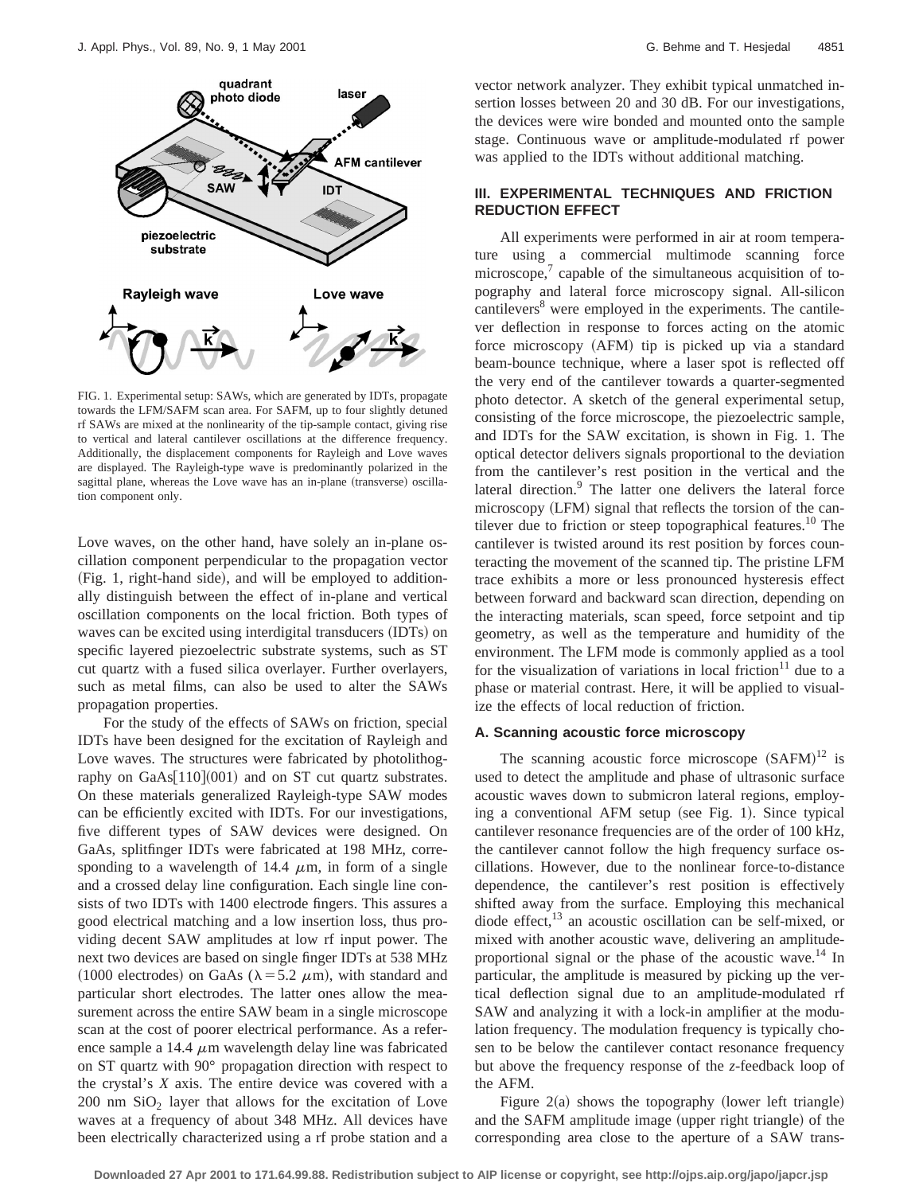FIG. 1. Experimental setup: SAWs, which are generated by IDTs, propagate towards the LFM/SAFM scan area. For SAFM, up to four slightly detuned rf SAWs are mixed at the nonlinearity of the tip-sample contact, giving rise to vertical and lateral cantilever oscillations at the difference frequency. Additionally, the displacement components for Rayleigh and Love waves are displayed. The Rayleigh-type wave is predominantly polarized in the sagittal plane, whereas the Love wave has an in-plane (transverse) oscillation component only.

Love waves, on the other hand, have solely an in-plane oscillation component perpendicular to the propagation vector (Fig. 1, right-hand side), and will be employed to additionally distinguish between the effect of in-plane and vertical oscillation components on the local friction. Both types of waves can be excited using interdigital transducers (IDTs) on specific layered piezoelectric substrate systems, such as ST cut quartz with a fused silica overlayer. Further overlayers, such as metal films, can also be used to alter the SAWs propagation properties.

For the study of the effects of SAWs on friction, special IDTs have been designed for the excitation of Rayleigh and Love waves. The structures were fabricated by photolithography on GaAs[110](001) and on ST cut quartz substrates. On these materials generalized Rayleigh-type SAW modes can be efficiently excited with IDTs. For our investigations, five different types of SAW devices were designed. On GaAs, splitfinger IDTs were fabricated at 198 MHz, corresponding to a wavelength of 14.4 $\mu$m, in form of a single and a crossed delay line configuration. Each single line consists of two IDTs with 1400 electrode fingers. This assures a good electrical matching and a low insertion loss, thus providing decent SAW amplitudes at low rf input power. The next two devices are based on single finger IDTs at 538 MHz (1000 electrodes) on GaAs ($\lambda = 5.2$ $\mu$m), with standard and particular short electrodes. The latter ones allow the measurement across the entire SAW beam in a single microscope scan at the cost of poorer electrical performance. As a reference sample a 14.4 $\mu$m wavelength delay line was fabricated on ST quartz with 90° propagation direction with respect to the crystal's $X$ axis. The entire device was covered with a 200 nm $SiO_2$ layer that allows for the excitation of Love waves at a frequency of about 348 MHz. All devices have been electrically characterized using a rf probe station and a vector network analyzer. They exhibit typical unmatched insertion losses between 20 and 30 dB. For our investigations, the devices were wire bonded and mounted onto the sample stage. Continuous wave or amplitude-modulated rf power was applied to the IDTs without additional matching.

## III. EXPERIMENTAL TECHNIQUES AND FRICTION REDUCTION EFFECT

All experiments were performed in air at room temperature using a commercial multimode scanning force microscope,[7] capable of the simultaneous acquisition of topography and lateral force microscopy signal. All-silicon cantilevers[8] were employed in the experiments. The cantilever deflection in response to forces acting on the atomic force microscopy (AFM) tip is picked up via a standard beam-bounce technique, where a laser spot is reflected off the very end of the cantilever towards a quarter-segmented photo detector. A sketch of the general experimental setup, consisting of the force microscope, the piezoelectric sample, and IDTs for the SAW excitation, is shown in Fig. 1. The optical detector delivers signals proportional to the deviation from the cantilever's rest position in the vertical and the lateral direction.[9] The latter one delivers the lateral force microscopy (LFM) signal that reflects the torsion of the cantilever due to friction or steep topographical features.[10] The cantilever is twisted around its rest position by forces counteracting the movement of the scanned tip. The pristine LFM trace exhibits a more or less pronounced hysteresis effect between forward and backward scan direction, depending on the interacting materials, scan speed, force setpoint and tip geometry, as well as the temperature and humidity of the environment. The LFM mode is commonly applied as a tool for the visualization of variations in local friction[11] due to a phase or material contrast. Here, it will be applied to visualize the effects of local reduction of friction.

### A. Scanning acoustic force microscopy

The scanning acoustic force microscope (SAFM)[12] is used to detect the amplitude and phase of ultrasonic surface acoustic waves down to submicron lateral regions, employing a conventional AFM setup (see Fig. 1). Since typical cantilever resonance frequencies are of the order of 100 kHz, the cantilever cannot follow the high frequency surface oscillations. However, due to the nonlinear force-to-distance dependence, the cantilever's rest position is effectively shifted away from the surface. Employing this mechanical diode effect,[13] an acoustic oscillation can be self-mixed, or mixed with another acoustic wave, delivering an amplitude-proportional signal or the phase of the acoustic wave.[14] In particular, the amplitude is measured by picking up the vertical deflection signal due to an amplitude-modulated rf SAW and analyzing it with a lock-in amplifier at the modulation frequency. The modulation frequency is typically chosen to be below the cantilever contact resonance frequency but above the frequency response of the $z$-feedback loop of the AFM.

Figure 2(a) shows the topography (lower left triangle) and the SAFM amplitude image (upper right triangle) of the corresponding area close to the aperture of a SAW trans-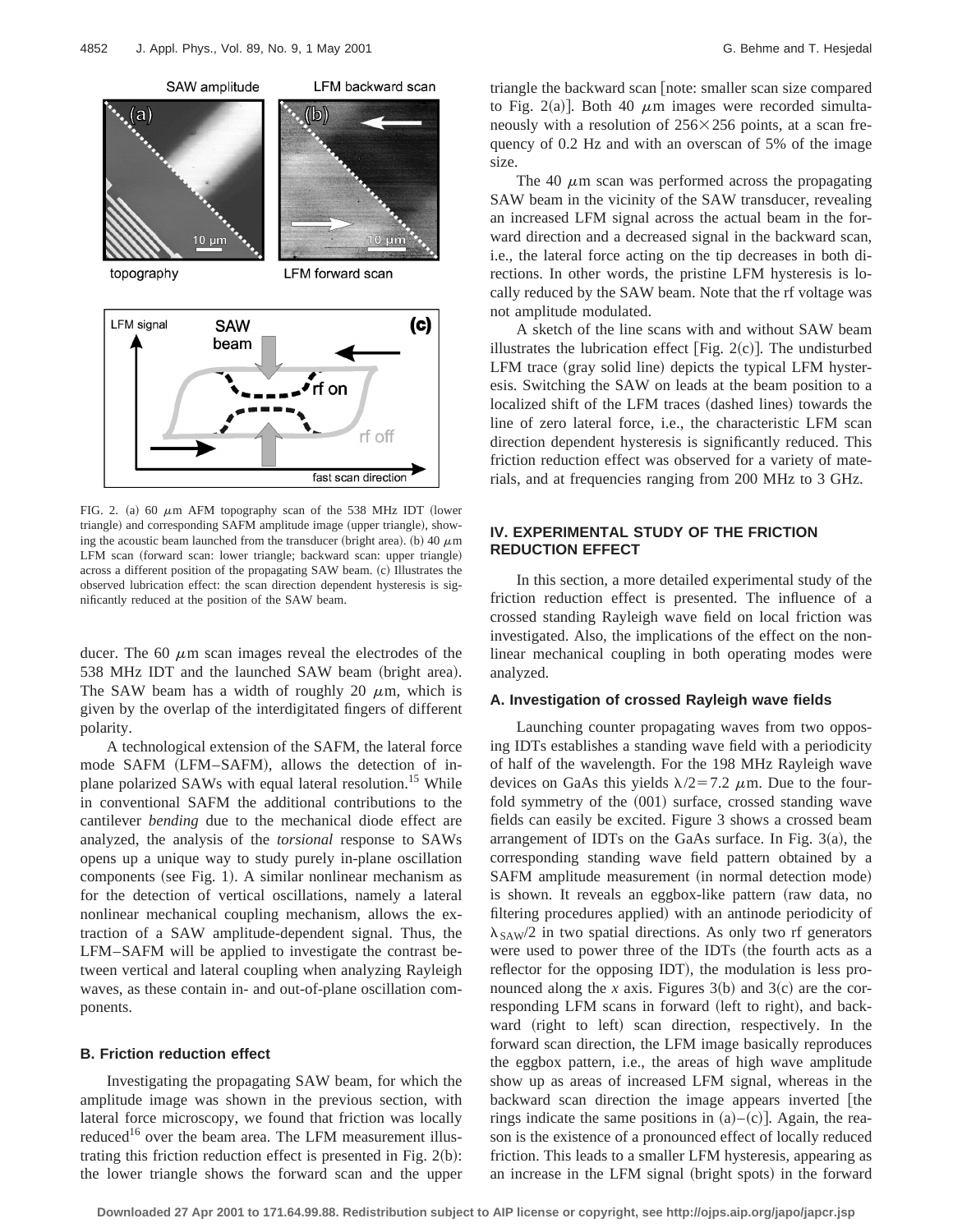FIG. 2. (a) 60 $\mu$m AFM topography scan of the 538 MHz IDT (lower triangle) and corresponding SAFM amplitude image (upper triangle), showing the acoustic beam launched from the transducer (bright area). (b) 40 $\mu$m LFM scan (forward scan: lower triangle; backward scan: upper triangle) across a different position of the propagating SAW beam. (c) Illustrates the observed lubrication effect: the scan direction dependent hysteresis is significantly reduced at the position of the SAW beam.

ducer. The 60 $\mu$m scan images reveal the electrodes of the 538 MHz IDT and the launched SAW beam (bright area). The SAW beam has a width of roughly 20 $\mu$m, which is given by the overlap of the interdigitated fingers of different polarity.

A technological extension of the SAFM, the lateral force mode SAFM (LFM–SAFM), allows the detection of in-plane polarized SAWs with equal lateral resolution.[15] While in conventional SAFM the additional contributions to the cantilever *bending* due to the mechanical diode effect are analyzed, the analysis of the *torsional* response to SAWs opens up a unique way to study purely in-plane oscillation components (see Fig. 1). A similar nonlinear mechanism as for the detection of vertical oscillations, namely a lateral nonlinear mechanical coupling mechanism, allows the extraction of a SAW amplitude-dependent signal. Thus, the LFM–SAFM will be applied to investigate the contrast between vertical and lateral coupling when analyzing Rayleigh waves, as these contain in- and out-of-plane oscillation components.

### B. Friction reduction effect

Investigating the propagating SAW beam, for which the amplitude image was shown in the previous section, with lateral force microscopy, we found that friction was locally reduced[16] over the beam area. The LFM measurement illustrating this friction reduction effect is presented in Fig. 2(b): the lower triangle shows the forward scan and the upper triangle the backward scan [note: smaller scan size compared to Fig. 2(a)]. Both 40 $\mu$m images were recorded simultaneously with a resolution of 256×256 points, at a scan frequency of 0.2 Hz and with an overscan of 5% of the image size.

The 40 $\mu$m scan was performed across the propagating SAW beam in the vicinity of the SAW transducer, revealing an increased LFM signal across the actual beam in the forward direction and a decreased signal in the backward scan, i.e., the lateral force acting on the tip decreases in both directions. In other words, the pristine LFM hysteresis is locally reduced by the SAW beam. Note that the rf voltage was not amplitude modulated.

A sketch of the line scans with and without SAW beam illustrates the lubrication effect [Fig. 2(c)]. The undisturbed LFM trace (gray solid line) depicts the typical LFM hysteresis. Switching the SAW on leads at the beam position to a localized shift of the LFM traces (dashed lines) towards the line of zero lateral force, i.e., the characteristic LFM scan direction dependent hysteresis is significantly reduced. This friction reduction effect was observed for a variety of materials, and at frequencies ranging from 200 MHz to 3 GHz.

## IV. EXPERIMENTAL STUDY OF THE FRICTION REDUCTION EFFECT

In this section, a more detailed experimental study of the friction reduction effect is presented. The influence of a crossed standing Rayleigh wave field on local friction was investigated. Also, the implications of the effect on the nonlinear mechanical coupling in both operating modes were analyzed.

### A. Investigation of crossed Rayleigh wave fields

Launching counter propagating waves from two opposing IDTs establishes a standing wave field with a periodicity of half of the wavelength. For the 198 MHz Rayleigh wave devices on GaAs this yields $\lambda/2 = 7.2$ $\mu$m. Due to the fourfold symmetry of the (001) surface, crossed standing wave fields can easily be excited. Figure 3 shows a crossed beam arrangement of IDTs on the GaAs surface. In Fig. 3(a), the corresponding standing wave field pattern obtained by a SAFM amplitude measurement (in normal detection mode) is shown. It reveals an eggbox-like pattern (raw data, no filtering procedures applied) with an antinode periodicity of $\lambda_{SAW}/2$ in two spatial directions. As only two rf generators were used to power three of the IDTs (the fourth acts as a reflector for the opposing IDT), the modulation is less pronounced along the *x* axis. Figures 3(b) and 3(c) are the corresponding LFM scans in forward (left to right), and backward (right to left) scan direction, respectively. In the forward scan direction, the LFM image basically reproduces the eggbox pattern, i.e., the areas of high wave amplitude show up as areas of increased LFM signal, whereas in the backward scan direction the image appears inverted [the rings indicate the same positions in (a)–(c)]. Again, the reason is the existence of a pronounced effect of locally reduced friction. This leads to a smaller LFM hysteresis, appearing as an increase in the LFM signal (bright spots) in the forward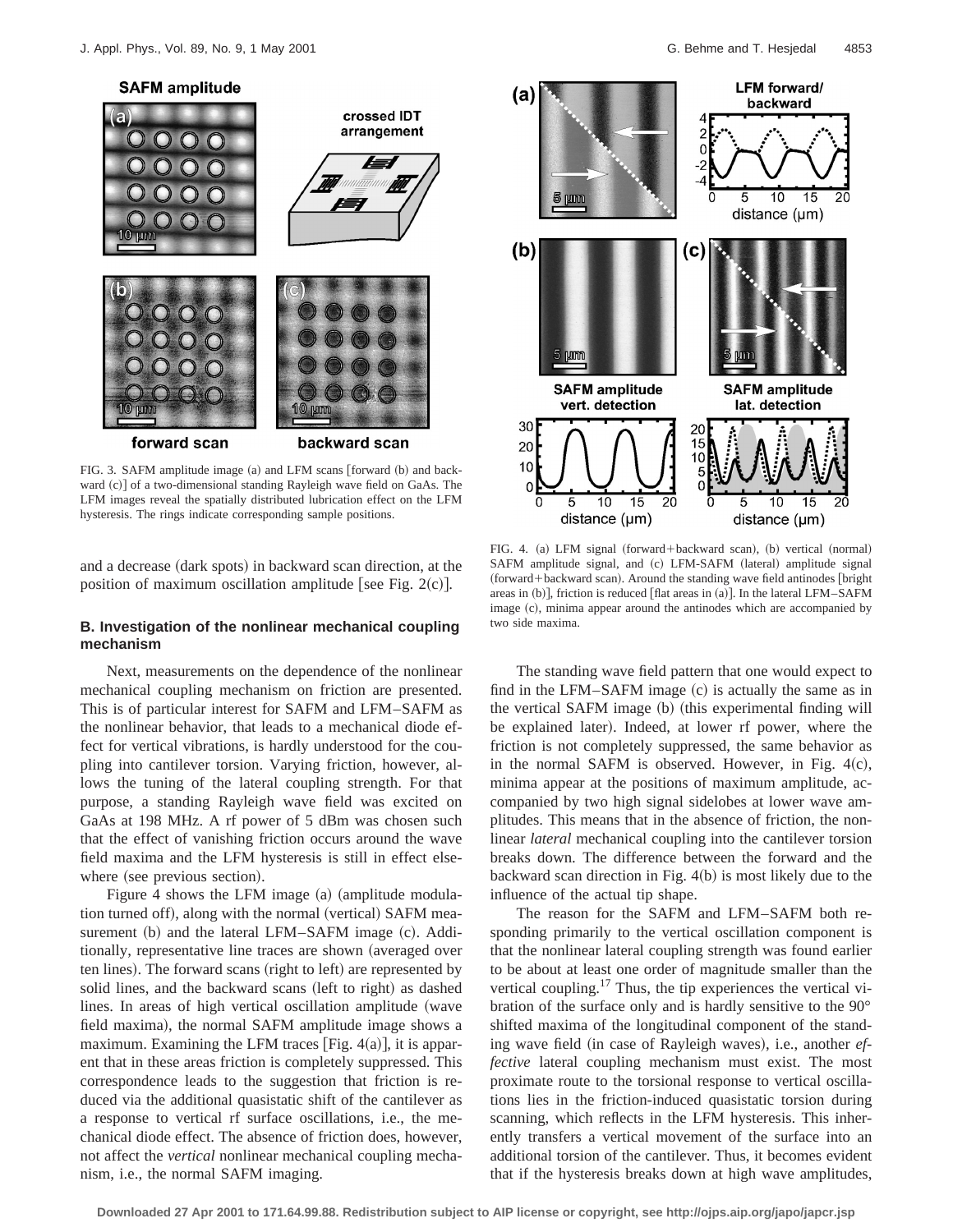FIG. 3. SAFM amplitude image (a) and LFM scans [forward (b) and backward (c)] of a two-dimensional standing Rayleigh wave field on GaAs. The LFM images reveal the spatially distributed lubrication effect on the LFM hysteresis. The rings indicate corresponding sample positions.

and a decrease (dark spots) in backward scan direction, at the position of maximum oscillation amplitude [see Fig. 2(c)].

### B. Investigation of the nonlinear mechanical coupling mechanism

Next, measurements on the dependence of the nonlinear mechanical coupling mechanism on friction are presented. This is of particular interest for SAFM and LFM–SAFM as the nonlinear behavior, that leads to a mechanical diode effect for vertical vibrations, is hardly understood for the coupling into cantilever torsion. Varying friction, however, allows the tuning of the lateral coupling strength. For that purpose, a standing Rayleigh wave field was excited on GaAs at 198 MHz. A rf power of 5 dBm was chosen such that the effect of vanishing friction occurs around the wave field maxima and the LFM hysteresis is still in effect elsewhere (see previous section).

Figure 4 shows the LFM image (a) (amplitude modulation turned off), along with the normal (vertical) SAFM measurement (b) and the lateral LFM–SAFM image (c). Additionally, representative line traces are shown (averaged over ten lines). The forward scans (right to left) are represented by solid lines, and the backward scans (left to right) as dashed lines. In areas of high vertical oscillation amplitude (wave field maxima), the normal SAFM amplitude image shows a maximum. Examining the LFM traces [Fig. 4(a)], it is apparent that in these areas friction is completely suppressed. This correspondence leads to the suggestion that friction is reduced via the additional quasistatic shift of the cantilever as a response to vertical rf surface oscillations, i.e., the mechanical diode effect. The absence of friction does, however, not affect the *vertical* nonlinear mechanical coupling mechanism, i.e., the normal SAFM imaging.

FIG. 4. (a) LFM signal (forward+backward scan), (b) vertical (normal) SAFM amplitude signal, and (c) LFM-SAFM (lateral) amplitude signal (forward+backward scan). Around the standing wave field antinodes [bright areas in (b)], friction is reduced [flat areas in (a)]. In the lateral LFM–SAFM image (c), minima appear around the antinodes which are accompanied by two side maxima.

The standing wave field pattern that one would expect to find in the LFM–SAFM image (c) is actually the same as in the vertical SAFM image (b) (this experimental finding will be explained later). Indeed, at lower rf power, where the friction is not completely suppressed, the same behavior as in the normal SAFM is observed. However, in Fig. 4(c), minima appear at the positions of maximum amplitude, accompanied by two high signal sidelobes at lower wave amplitudes. This means that in the absence of friction, the nonlinear *lateral* mechanical coupling into the cantilever torsion breaks down. The difference between the forward and the backward scan direction in Fig. 4(b) is most likely due to the influence of the actual tip shape.

The reason for the SAFM and LFM–SAFM both responding primarily to the vertical oscillation component is that the nonlinear lateral coupling strength was found earlier to be about at least one order of magnitude smaller than the vertical coupling.[17] Thus, the tip experiences the vertical vibration of the surface only and is hardly sensitive to the 90° shifted maxima of the longitudinal component of the standing wave field (in case of Rayleigh waves), i.e., another *effective* lateral coupling mechanism must exist. The most proximate route to the torsional response to vertical oscillations lies in the friction-induced quasistatic torsion during scanning, which reflects in the LFM hysteresis. This inherently transfers a vertical movement of the surface into an additional torsion of the cantilever. Thus, it becomes evident that if the hysteresis breaks down at high wave amplitudes,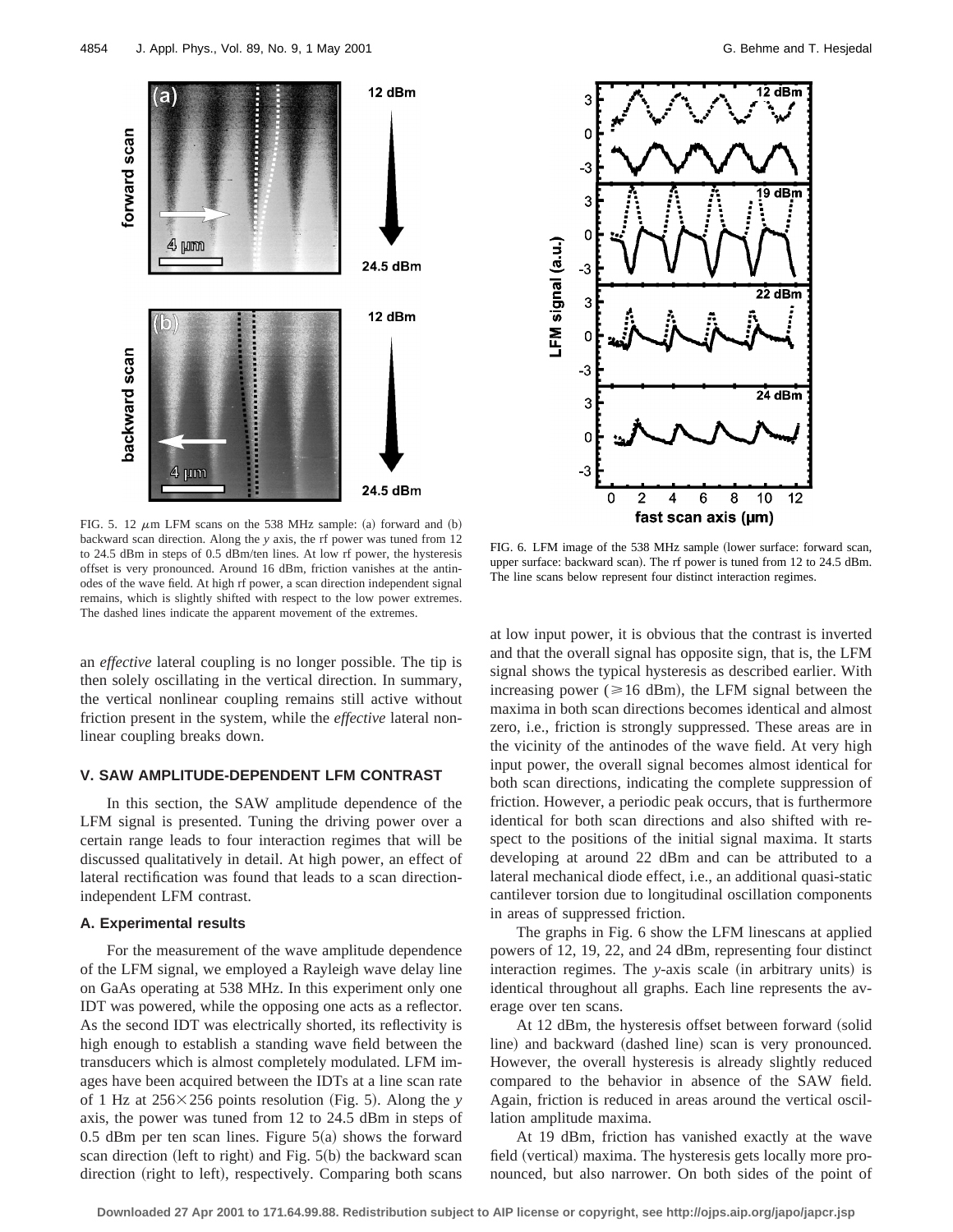FIG. 5. 12 $\mu$m LFM scans on the 538 MHz sample: (a) forward and (b) backward scan direction. Along the $y$ axis, the rf power was tuned from 12 to 24.5 dBm in steps of 0.5 dBm/ten lines. At low rf power, the hysteresis offset is very pronounced. Around 16 dBm, friction vanishes at the antinodes of the wave field. At high rf power, a scan direction independent signal remains, which is slightly shifted with respect to the low power extremes. The dashed lines indicate the apparent movement of the extremes.

FIG. 6. LFM image of the 538 MHz sample (lower surface: forward scan, upper surface: backward scan). The rf power is tuned from 12 to 24.5 dBm. The line scans below represent four distinct interaction regimes.

an *effective* lateral coupling is no longer possible. The tip is then solely oscillating in the vertical direction. In summary, the vertical nonlinear coupling remains still active without friction present in the system, while the *effective* lateral nonlinear coupling breaks down.

## V. SAW AMPLITUDE-DEPENDENT LFM CONTRAST

In this section, the SAW amplitude dependence of the LFM signal is presented. Tuning the driving power over a certain range leads to four interaction regimes that will be discussed qualitatively in detail. At high power, an effect of lateral rectification was found that leads to a scan direction-independent LFM contrast.

### A. Experimental results

For the measurement of the wave amplitude dependence of the LFM signal, we employed a Rayleigh wave delay line on GaAs operating at 538 MHz. In this experiment only one IDT was powered, while the opposing one acts as a reflector. As the second IDT was electrically shorted, its reflectivity is high enough to establish a standing wave field between the transducers which is almost completely modulated. LFM images have been acquired between the IDTs at a line scan rate of 1 Hz at 256×256 points resolution (Fig. 5). Along the $y$ axis, the power was tuned from 12 to 24.5 dBm in steps of 0.5 dBm per ten scan lines. Figure 5(a) shows the forward scan direction (left to right) and Fig. 5(b) the backward scan direction (right to left), respectively. Comparing both scans at low input power, it is obvious that the contrast is inverted and that the overall signal has opposite sign, that is, the LFM signal shows the typical hysteresis as described earlier. With increasing power ($\geq$16 dBm), the LFM signal between the maxima in both scan directions becomes identical and almost zero, i.e., friction is strongly suppressed. These areas are in the vicinity of the antinodes of the wave field. At very high input power, the overall signal becomes almost identical for both scan directions, indicating the complete suppression of friction. However, a periodic peak occurs, that is furthermore identical for both scan directions and also shifted with respect to the positions of the initial signal maxima. It starts developing at around 22 dBm and can be attributed to a lateral mechanical diode effect, i.e., an additional quasi-static cantilever torsion due to longitudinal oscillation components in areas of suppressed friction.

The graphs in Fig. 6 show the LFM linescans at applied powers of 12, 19, 22, and 24 dBm, representing four distinct interaction regimes. The $y$-axis scale (in arbitrary units) is identical throughout all graphs. Each line represents the average over ten scans.

At 12 dBm, the hysteresis offset between forward (solid line) and backward (dashed line) scan is very pronounced. However, the overall hysteresis is already slightly reduced compared to the behavior in absence of the SAW field. Again, friction is reduced in areas around the vertical oscillation amplitude maxima.

At 19 dBm, friction has vanished exactly at the wave field (vertical) maxima. The hysteresis gets locally more pronounced, but also narrower. On both sides of the point of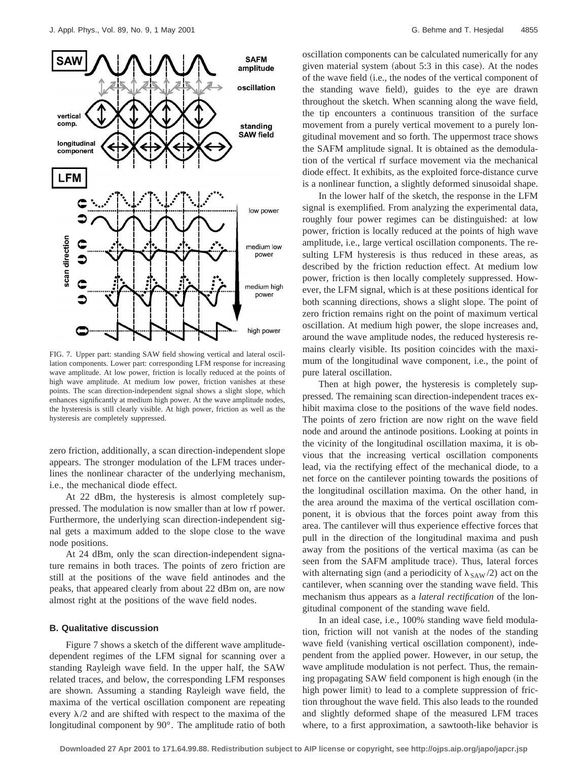SAW

SAFM amplitude

oscillation

vertical comp.

standing SAW field

longitudinal component

LFM

low power

medium low power

medium high power

high power

scan direction

FIG. 7. Upper part: standing SAW field showing vertical and lateral oscillation components. Lower part: corresponding LFM response for increasing wave amplitude. At low power, friction is locally reduced at the points of high wave amplitude. At medium low power, friction vanishes at these points. The scan direction-independent signal shows a slight slope, which enhances significantly at medium high power. At the wave amplitude nodes, the hysteresis is still clearly visible. At high power, friction as well as the hysteresis are completely suppressed.

zero friction, additionally, a scan direction-independent slope appears. The stronger modulation of the LFM traces underlines the nonlinear character of the underlying mechanism, i.e., the mechanical diode effect.

At 22 dBm, the hysteresis is almost completely suppressed. The modulation is now smaller than at low rf power. Furthermore, the underlying scan direction-independent signal gets a maximum added to the slope close to the wave node positions.

At 24 dBm, only the scan direction-independent signature remains in both traces. The points of zero friction are still at the positions of the wave field antinodes and the peaks, that appeared clearly from about 22 dBm on, are now almost right at the positions of the wave field nodes.

### B. Qualitative discussion

Figure 7 shows a sketch of the different wave amplitude-dependent regimes of the LFM signal for scanning over a standing Rayleigh wave field. In the upper half, the SAW related traces, and below, the corresponding LFM responses are shown. Assuming a standing Rayleigh wave field, the maxima of the vertical oscillation component are repeating every $\lambda/2$ and are shifted with respect to the maxima of the longitudinal component by 90°. The amplitude ratio of both oscillation components can be calculated numerically for any given material system (about 5:3 in this case). At the nodes of the wave field (i.e., the nodes of the vertical component of the standing wave field), guides to the eye are drawn throughout the sketch. When scanning along the wave field, the tip encounters a continuous transition of the surface movement from a purely vertical movement to a purely longitudinal movement and so forth. The uppermost trace shows the SAFM amplitude signal. It is obtained as the demodulation of the vertical rf surface movement via the mechanical diode effect. It exhibits, as the exploited force-distance curve is a nonlinear function, a slightly deformed sinusoidal shape.

In the lower half of the sketch, the response in the LFM signal is exemplified. From analyzing the experimental data, roughly four power regimes can be distinguished: at low power, friction is locally reduced at the points of high wave amplitude, i.e., large vertical oscillation components. The resulting LFM hysteresis is thus reduced in these areas, as described by the friction reduction effect. At medium low power, friction is then locally completely suppressed. However, the LFM signal, which is at these positions identical for both scanning directions, shows a slight slope. The point of zero friction remains right on the point of maximum vertical oscillation. At medium high power, the slope increases and, around the wave amplitude nodes, the reduced hysteresis remains clearly visible. Its position coincides with the maximum of the longitudinal wave component, i.e., the point of pure lateral oscillation.

Then at high power, the hysteresis is completely suppressed. The remaining scan direction-independent traces exhibit maxima close to the positions of the wave field nodes. The points of zero friction are now right on the wave field node and around the antinode positions. Looking at points in the vicinity of the longitudinal oscillation maxima, it is obvious that the increasing vertical oscillation components lead, via the rectifying effect of the mechanical diode, to a net force on the cantilever pointing towards the positions of the longitudinal oscillation maxima. On the other hand, in the area around the maxima of the vertical oscillation component, it is obvious that the forces point away from this area. The cantilever will thus experience effective forces that pull in the direction of the longitudinal maxima and push away from the positions of the vertical maxima (as can be seen from the SAFM amplitude trace). Thus, lateral forces with alternating sign (and a periodicity of $\lambda_{SAW}/2$) act on the cantilever, when scanning over the standing wave field. This mechanism thus appears as a *lateral rectification* of the longitudinal component of the standing wave field.

In an ideal case, i.e., 100% standing wave field modulation, friction will not vanish at the nodes of the standing wave field (vanishing vertical oscillation component), independent from the applied power. However, in our setup, the wave amplitude modulation is not perfect. Thus, the remaining propagating SAW field component is high enough (in the high power limit) to lead to a complete suppression of friction throughout the wave field. This also leads to the rounded and slightly deformed shape of the measured LFM traces where, to a first approximation, a sawtooth-like behavior is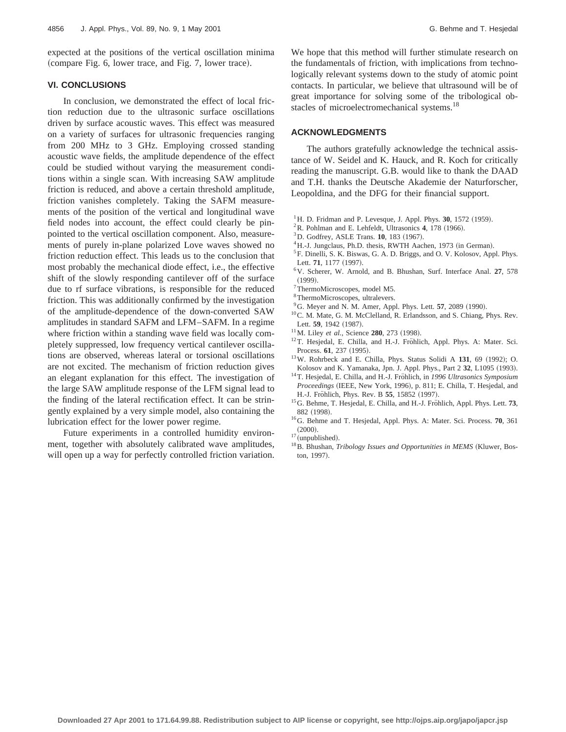expected at the positions of the vertical oscillation minima (compare Fig. 6, lower trace, and Fig. 7, lower trace).

## VI. CONCLUSIONS

In conclusion, we demonstrated the effect of local friction reduction due to the ultrasonic surface oscillations driven by surface acoustic waves. This effect was measured on a variety of surfaces for ultrasonic frequencies ranging from 200 MHz to 3 GHz. Employing crossed standing acoustic wave fields, the amplitude dependence of the effect could be studied without varying the measurement conditions within a single scan. With increasing SAW amplitude friction is reduced, and above a certain threshold amplitude, friction vanishes completely. Taking the SAFM measurements of the position of the vertical and longitudinal wave field nodes into account, the effect could clearly be pinpointed to the vertical oscillation component. Also, measurements of purely in-plane polarized Love waves showed no friction reduction effect. This leads us to the conclusion that most probably the mechanical diode effect, i.e., the effective shift of the slowly responding cantilever off of the surface due to rf surface vibrations, is responsible for the reduced friction. This was additionally confirmed by the investigation of the amplitude-dependence of the down-converted SAW amplitudes in standard SAFM and LFM–SAFM. In a regime where friction within a standing wave field was locally completely suppressed, low frequency vertical cantilever oscillations are observed, whereas lateral or torsional oscillations are not excited. The mechanism of friction reduction gives an elegant explanation for this effect. The investigation of the large SAW amplitude response of the LFM signal lead to the finding of the lateral rectification effect. It can be stringently explained by a very simple model, also containing the lubrication effect for the lower power regime.

Future experiments in a controlled humidity environment, together with absolutely calibrated wave amplitudes, will open up a way for perfectly controlled friction variation. We hope that this method will further stimulate research on the fundamentals of friction, with implications from technologically relevant systems down to the study of atomic point contacts. In particular, we believe that ultrasound will be of great importance for solving some of the tribological obstacles of microelectromechanical systems.[18]

## ACKNOWLEDGMENTS

The authors gratefully acknowledge the technical assistance of W. Seidel and K. Hauck, and R. Koch for critically reading the manuscript. G.B. would like to thank the DAAD and T.H. thanks the Deutsche Akademie der Naturforscher, Leopoldina, and the DFG for their financial support.

[1] H. D. Fridman and P. Levesque, J. Appl. Phys. **30**, 1572 (1959).
[2] R. Pohlman and E. Lehfeldt, Ultrasonics **4**, 178 (1966).
[3] D. Godfrey, ASLE Trans. **10**, 183 (1967).
[4] H.-J. Jungclaus, Ph.D. thesis, RWTH Aachen, 1973 (in German).
[5] F. Dinelli, S. K. Biswas, G. A. D. Briggs, and O. V. Kolosov, Appl. Phys. Lett. **71**, 1177 (1997).
[6] V. Scherer, W. Arnold, and B. Bhushan, Surf. Interface Anal. **27**, 578 (1999).
[7] ThermoMicroscopes, model M5.
[8] ThermoMicroscopes, ultralevers.
[9] G. Meyer and N. M. Amer, Appl. Phys. Lett. **57**, 2089 (1990).
[10] C. M. Mate, G. M. McClelland, R. Erlandsson, and S. Chiang, Phys. Rev. Lett. **59**, 1942 (1987).
[11] M. Liley *et al.*, Science **280**, 273 (1998).
[12] T. Hesjedal, E. Chilla, and H.-J. Fröhlich, Appl. Phys. A: Mater. Sci. Process. **61**, 237 (1995).
[13] W. Rohrbeck and E. Chilla, Phys. Status Solidi A **131**, 69 (1992); O. Kolosov and K. Yamanaka, Jpn. J. Appl. Phys., Part 2 **32**, L1095 (1993).
[14] T. Hesjedal, E. Chilla, and H.-J. Fröhlich, in *1996 Ultrasonics Symposium Proceedings* (IEEE, New York, 1996), p. 811; E. Chilla, T. Hesjedal, and H.-J. Fröhlich, Phys. Rev. B **55**, 15852 (1997).
[15] G. Behme, T. Hesjedal, E. Chilla, and H.-J. Fröhlich, Appl. Phys. Lett. **73**, 882 (1998).
[16] G. Behme and T. Hesjedal, Appl. Phys. A: Mater. Sci. Process. **70**, 361 (2000).
[17] (unpublished).
[18] B. Bhushan, *Tribology Issues and Opportunities in MEMS* (Kluwer, Boston, 1997).